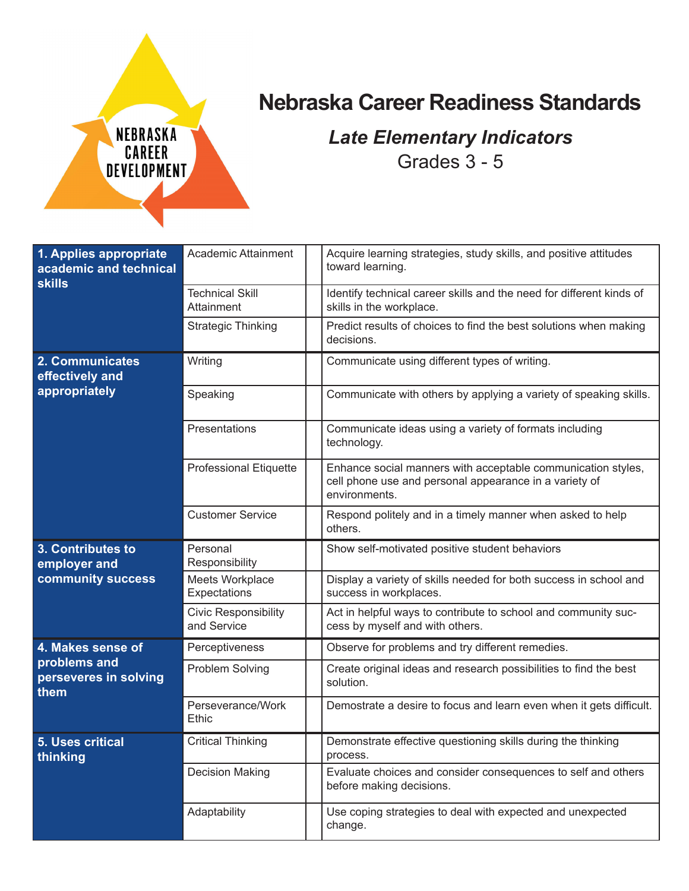NEBRASKA CAREER DEVELOPMENT

# Nebraska Career Readiness Standards

## *Late Elementary Indicators*

Grades 3 - 5

| Standard | Indicator | | Description |
|---|---|---|---|
| **1. Applies appropriate academic and technical skills** | Academic Attainment | | Acquire learning strategies, study skills, and positive attitudes toward learning. |
| | Technical Skill Attainment | | Identify technical career skills and the need for different kinds of skills in the workplace. |
| | Strategic Thinking | | Predict results of choices to find the best solutions when making decisions. |
| **2. Communicates effectively and appropriately** | Writing | | Communicate using different types of writing. |
| | Speaking | | Communicate with others by applying a variety of speaking skills. |
| | Presentations | | Communicate ideas using a variety of formats including technology. |
| | Professional Etiquette | | Enhance social manners with acceptable communication styles, cell phone use and personal appearance in a variety of environments. |
| | Customer Service | | Respond politely and in a timely manner when asked to help others. |
| **3. Contributes to employer and community success** | Personal Responsibility | | Show self-motivated positive student behaviors |
| | Meets Workplace Expectations | | Display a variety of skills needed for both success in school and success in workplaces. |
| | Civic Responsibility and Service | | Act in helpful ways to contribute to school and community success by myself and with others. |
| **4. Makes sense of problems and perseveres in solving them** | Perceptiveness | | Observe for problems and try different remedies. |
| | Problem Solving | | Create original ideas and research possibilities to find the best solution. |
| | Perseverance/Work Ethic | | Demostrate a desire to focus and learn even when it gets difficult. |
| **5. Uses critical thinking** | Critical Thinking | | Demonstrate effective questioning skills during the thinking process. |
| | Decision Making | | Evaluate choices and consider consequences to self and others before making decisions. |
| | Adaptability | | Use coping strategies to deal with expected and unexpected change. |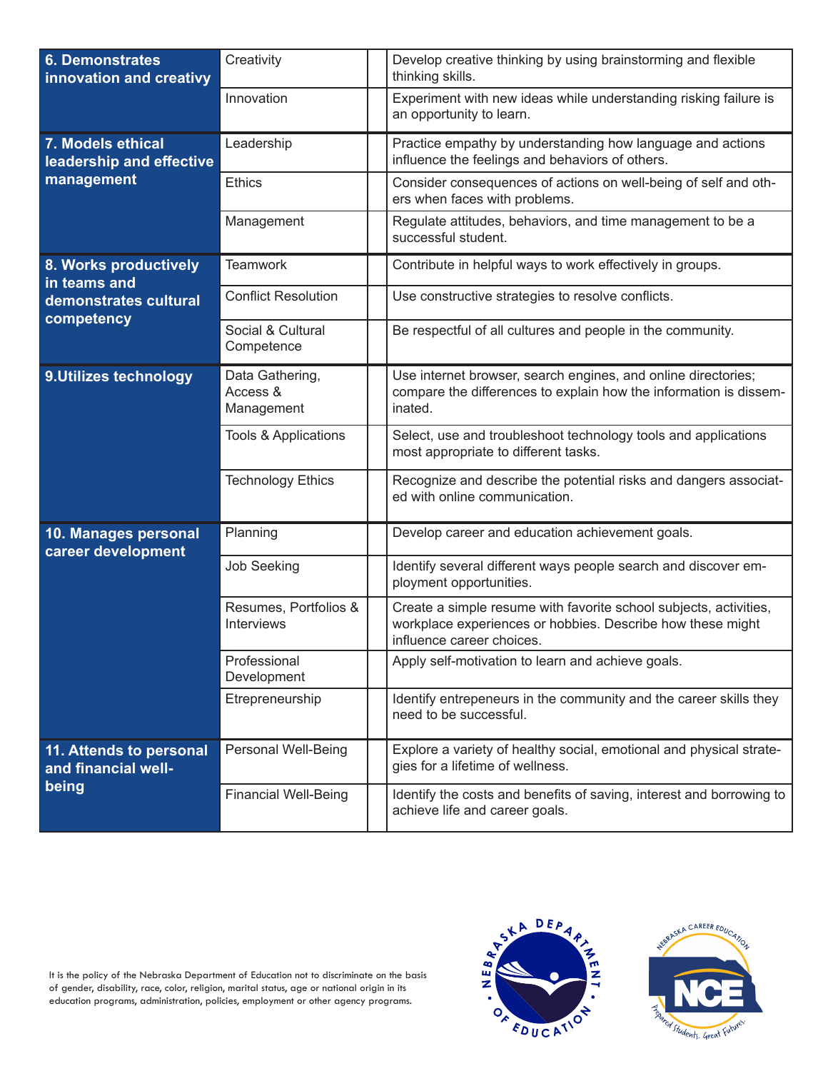| | | | |
|---|---|---|---|
| **6. Demonstrates innovation and creativy** | Creativity | | Develop creative thinking by using brainstorming and flexible thinking skills. |
| | Innovation | | Experiment with new ideas while understanding risking failure is an opportunity to learn. |
| **7. Models ethical leadership and effective management** | Leadership | | Practice empathy by understanding how language and actions influence the feelings and behaviors of others. |
| | Ethics | | Consider consequences of actions on well-being of self and others when faces with problems. |
| | Management | | Regulate attitudes, behaviors, and time management to be a successful student. |
| **8. Works productively in teams and demonstrates cultural competency** | Teamwork | | Contribute in helpful ways to work effectively in groups. |
| | Conflict Resolution | | Use constructive strategies to resolve conflicts. |
| | Social & Cultural Competence | | Be respectful of all cultures and people in the community. |
| **9.Utilizes technology** | Data Gathering, Access & Management | | Use internet browser, search engines, and online directories; compare the differences to explain how the information is disseminated. |
| | Tools & Applications | | Select, use and troubleshoot technology tools and applications most appropriate to different tasks. |
| | Technology Ethics | | Recognize and describe the potential risks and dangers associated with online communication. |
| **10. Manages personal career development** | Planning | | Develop career and education achievement goals. |
| | Job Seeking | | Identify several different ways people search and discover employment opportunities. |
| | Resumes, Portfolios & Interviews | | Create a simple resume with favorite school subjects, activities, workplace experiences or hobbies. Describe how these might influence career choices. |
| | Professional Development | | Apply self-motivation to learn and achieve goals. |
| | Etrepreneurship | | Identify entrepeneurs in the community and the career skills they need to be successful. |
| **11. Attends to personal and financial well-being** | Personal Well-Being | | Explore a variety of healthy social, emotional and physical strategies for a lifetime of wellness. |
| | Financial Well-Being | | Identify the costs and benefits of saving, interest and borrowing to achieve life and career goals. |

It is the policy of the Nebraska Department of Education not to discriminate on the basis of gender, disability, race, color, religion, marital status, age or national origin in its education programs, administration, policies, employment or other agency programs.

NEBRASKA DEPARTMENT OF EDUCATION

NEBRASKA CAREER EDUCATION

NCE

Prepared Students. Great Futures.